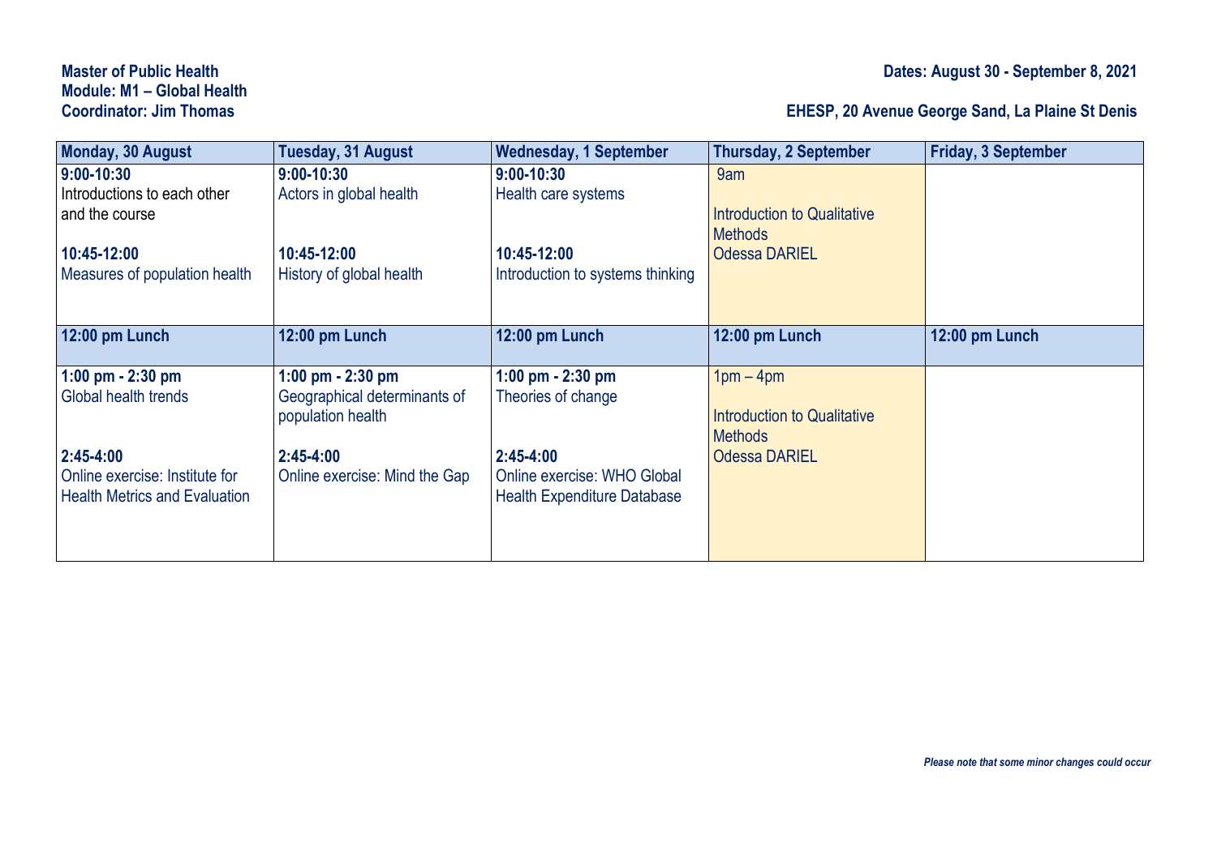**Master of Public Health**
**Module: M1 – Global Health**
**Coordinator: Jim Thomas**

**Dates: August 30 - September 8, 2021**

**EHESP, 20 Avenue George Sand, La Plaine St Denis**

| Monday, 30 August | Tuesday, 31 August | Wednesday, 1 September | Thursday, 2 September | Friday, 3 September |
|---|---|---|---|---|
| **9:00-10:30**<br>Introductions to each other and the course<br><br>**10:45-12:00**<br>Measures of population health | **9:00-10:30**<br>Actors in global health<br><br>**10:45-12:00**<br>History of global health | **9:00-10:30**<br>Health care systems<br><br>**10:45-12:00**<br>Introduction to systems thinking | 9am<br><br>Introduction to Qualitative Methods<br>Odessa DARIEL | |
| **12:00 pm Lunch** | **12:00 pm Lunch** | **12:00 pm Lunch** | **12:00 pm Lunch** | **12:00 pm Lunch** |
| **1:00 pm - 2:30 pm**<br>Global health trends<br><br>**2:45-4:00**<br>Online exercise: Institute for Health Metrics and Evaluation | **1:00 pm - 2:30 pm**<br>Geographical determinants of population health<br><br>**2:45-4:00**<br>Online exercise: Mind the Gap | **1:00 pm - 2:30 pm**<br>Theories of change<br><br>**2:45-4:00**<br>Online exercise: WHO Global Health Expenditure Database | 1pm – 4pm<br><br>Introduction to Qualitative Methods<br>Odessa DARIEL | |

***Please note that some minor changes could occur***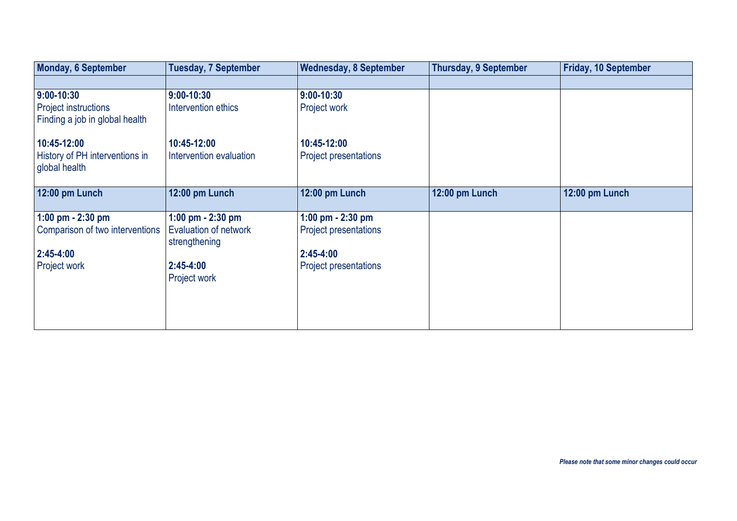| Monday, 6 September | Tuesday, 7 September | Wednesday, 8 September | Thursday, 9 September | Friday, 10 September |
|---|---|---|---|---|
| | | | | |
| **9:00-10:30**<br>Project instructions<br>Finding a job in global health<br><br>**10:45-12:00**<br>History of PH interventions in global health | **9:00-10:30**<br>Intervention ethics<br><br>**10:45-12:00**<br>Intervention evaluation | **9:00-10:30**<br>Project work<br><br>**10:45-12:00**<br>Project presentations | | |
| **12:00 pm Lunch** | **12:00 pm Lunch** | **12:00 pm Lunch** | **12:00 pm Lunch** | **12:00 pm Lunch** |
| **1:00 pm - 2:30 pm**<br>Comparison of two interventions<br><br>**2:45-4:00**<br>Project work | **1:00 pm - 2:30 pm**<br>Evaluation of network strengthening<br><br>**2:45-4:00**<br>Project work | **1:00 pm - 2:30 pm**<br>Project presentations<br><br>**2:45-4:00**<br>Project presentations | | |

***Please note that some minor changes could occur***